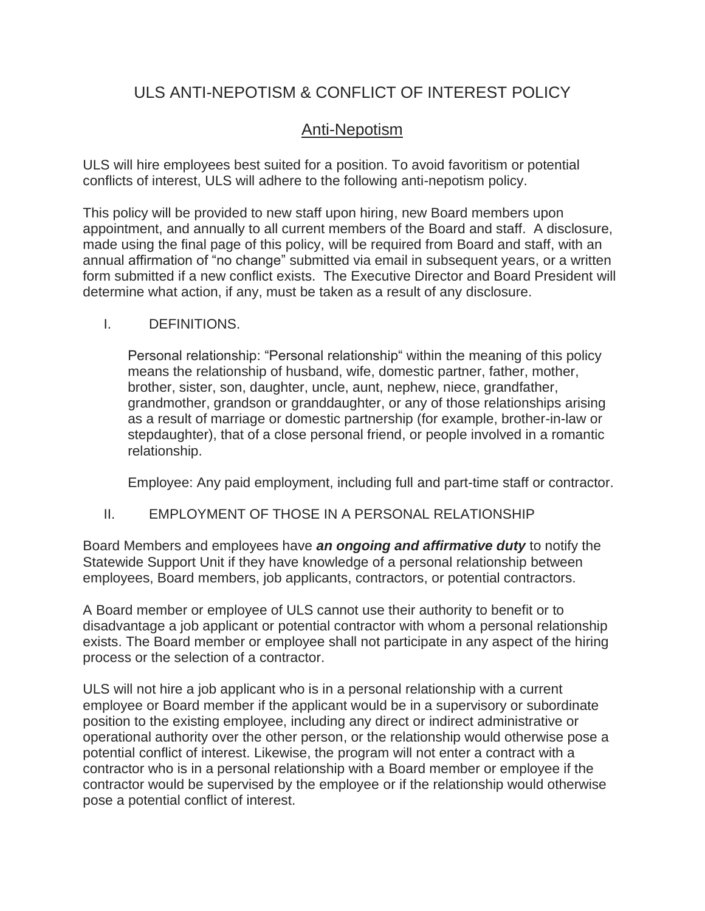# ULS ANTI-NEPOTISM & CONFLICT OF INTEREST POLICY

## Anti-Nepotism

ULS will hire employees best suited for a position. To avoid favoritism or potential conflicts of interest, ULS will adhere to the following anti-nepotism policy.

This policy will be provided to new staff upon hiring, new Board members upon appointment, and annually to all current members of the Board and staff. A disclosure, made using the final page of this policy, will be required from Board and staff, with an annual affirmation of "no change" submitted via email in subsequent years, or a written form submitted if a new conflict exists. The Executive Director and Board President will determine what action, if any, must be taken as a result of any disclosure.

I. DEFINITIONS.

Personal relationship: "Personal relationship" within the meaning of this policy means the relationship of husband, wife, domestic partner, father, mother, brother, sister, son, daughter, uncle, aunt, nephew, niece, grandfather, grandmother, grandson or granddaughter, or any of those relationships arising as a result of marriage or domestic partnership (for example, brother-in-law or stepdaughter), that of a close personal friend, or people involved in a romantic relationship.

Employee: Any paid employment, including full and part-time staff or contractor.

II. EMPLOYMENT OF THOSE IN A PERSONAL RELATIONSHIP

Board Members and employees have ***an ongoing and affirmative duty*** to notify the Statewide Support Unit if they have knowledge of a personal relationship between employees, Board members, job applicants, contractors, or potential contractors.

A Board member or employee of ULS cannot use their authority to benefit or to disadvantage a job applicant or potential contractor with whom a personal relationship exists. The Board member or employee shall not participate in any aspect of the hiring process or the selection of a contractor.

ULS will not hire a job applicant who is in a personal relationship with a current employee or Board member if the applicant would be in a supervisory or subordinate position to the existing employee, including any direct or indirect administrative or operational authority over the other person, or the relationship would otherwise pose a potential conflict of interest. Likewise, the program will not enter a contract with a contractor who is in a personal relationship with a Board member or employee if the contractor would be supervised by the employee or if the relationship would otherwise pose a potential conflict of interest.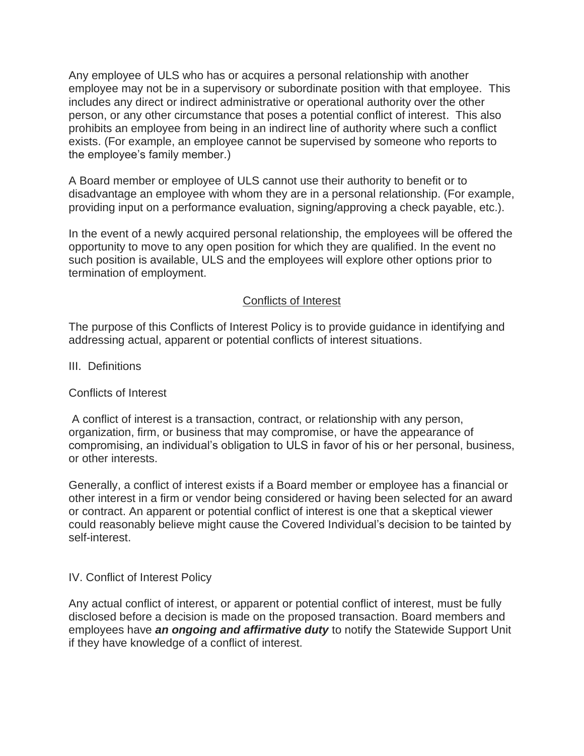Any employee of ULS who has or acquires a personal relationship with another employee may not be in a supervisory or subordinate position with that employee. This includes any direct or indirect administrative or operational authority over the other person, or any other circumstance that poses a potential conflict of interest. This also prohibits an employee from being in an indirect line of authority where such a conflict exists. (For example, an employee cannot be supervised by someone who reports to the employee's family member.)

A Board member or employee of ULS cannot use their authority to benefit or to disadvantage an employee with whom they are in a personal relationship. (For example, providing input on a performance evaluation, signing/approving a check payable, etc.).

In the event of a newly acquired personal relationship, the employees will be offered the opportunity to move to any open position for which they are qualified. In the event no such position is available, ULS and the employees will explore other options prior to termination of employment.

## Conflicts of Interest

The purpose of this Conflicts of Interest Policy is to provide guidance in identifying and addressing actual, apparent or potential conflicts of interest situations.

III. Definitions

Conflicts of Interest

A conflict of interest is a transaction, contract, or relationship with any person, organization, firm, or business that may compromise, or have the appearance of compromising, an individual's obligation to ULS in favor of his or her personal, business, or other interests.

Generally, a conflict of interest exists if a Board member or employee has a financial or other interest in a firm or vendor being considered or having been selected for an award or contract. An apparent or potential conflict of interest is one that a skeptical viewer could reasonably believe might cause the Covered Individual's decision to be tainted by self-interest.

IV. Conflict of Interest Policy

Any actual conflict of interest, or apparent or potential conflict of interest, must be fully disclosed before a decision is made on the proposed transaction. Board members and employees have ***an ongoing and affirmative duty*** to notify the Statewide Support Unit if they have knowledge of a conflict of interest.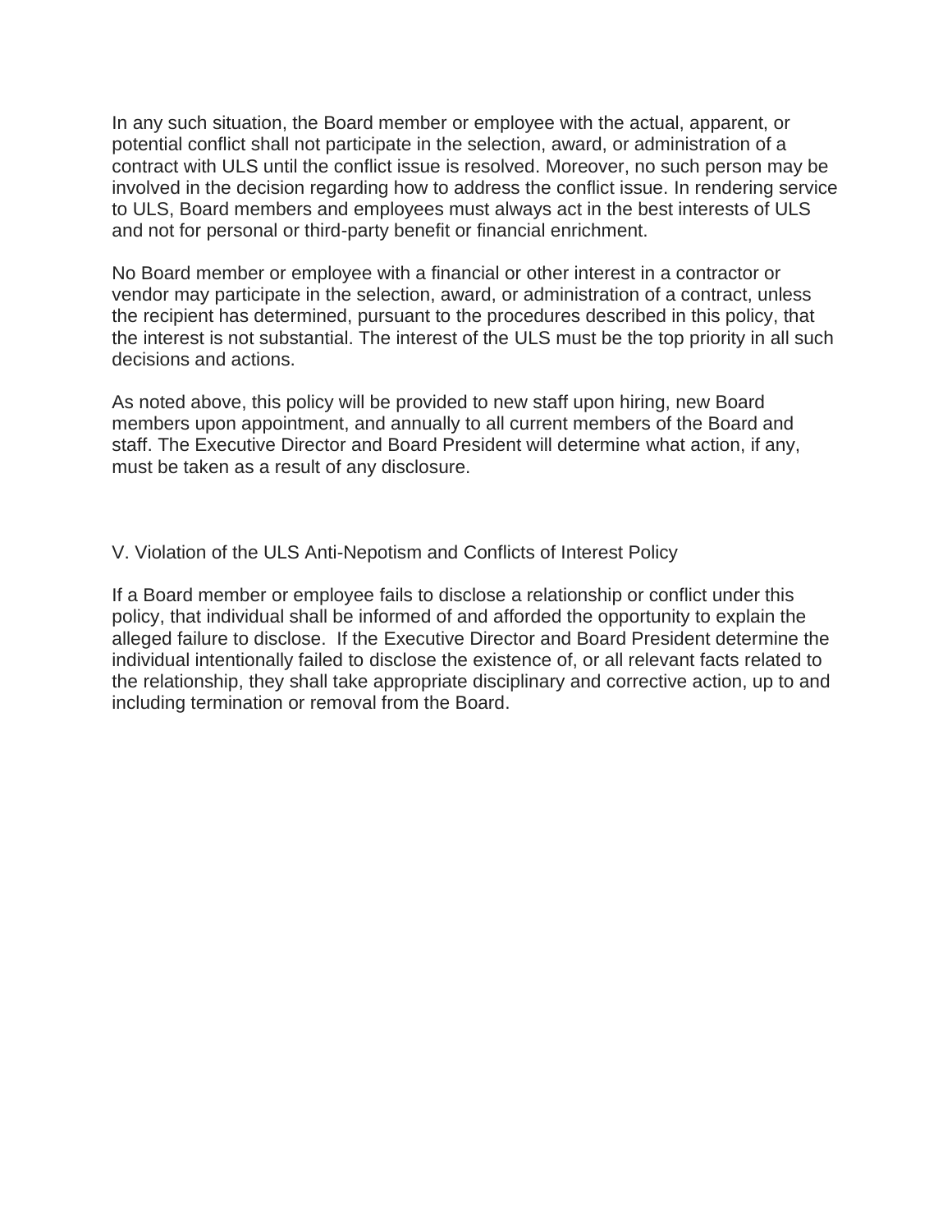In any such situation, the Board member or employee with the actual, apparent, or potential conflict shall not participate in the selection, award, or administration of a contract with ULS until the conflict issue is resolved. Moreover, no such person may be involved in the decision regarding how to address the conflict issue. In rendering service to ULS, Board members and employees must always act in the best interests of ULS and not for personal or third-party benefit or financial enrichment.

No Board member or employee with a financial or other interest in a contractor or vendor may participate in the selection, award, or administration of a contract, unless the recipient has determined, pursuant to the procedures described in this policy, that the interest is not substantial. The interest of the ULS must be the top priority in all such decisions and actions.

As noted above, this policy will be provided to new staff upon hiring, new Board members upon appointment, and annually to all current members of the Board and staff. The Executive Director and Board President will determine what action, if any, must be taken as a result of any disclosure.

## V. Violation of the ULS Anti-Nepotism and Conflicts of Interest Policy

If a Board member or employee fails to disclose a relationship or conflict under this policy, that individual shall be informed of and afforded the opportunity to explain the alleged failure to disclose. If the Executive Director and Board President determine the individual intentionally failed to disclose the existence of, or all relevant facts related to the relationship, they shall take appropriate disciplinary and corrective action, up to and including termination or removal from the Board.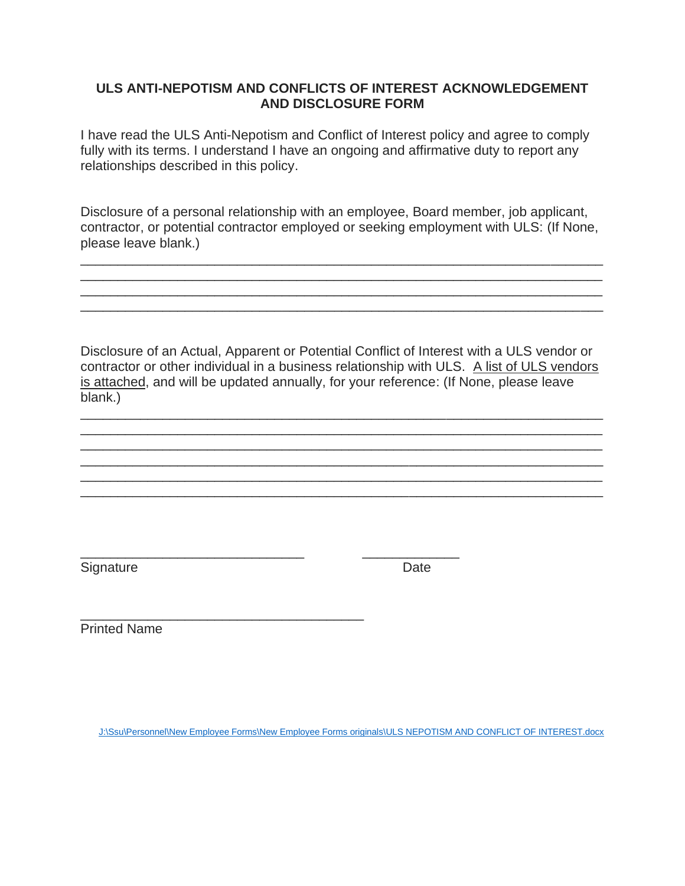## ULS ANTI-NEPOTISM AND CONFLICTS OF INTEREST ACKNOWLEDGEMENT AND DISCLOSURE FORM

I have read the ULS Anti-Nepotism and Conflict of Interest policy and agree to comply fully with its terms. I understand I have an ongoing and affirmative duty to report any relationships described in this policy.

Disclosure of a personal relationship with an employee, Board member, job applicant, contractor, or potential contractor employed or seeking employment with ULS: (If None, please leave blank.)

________________________________________________________________________
________________________________________________________________________
________________________________________________________________________
________________________________________________________________________

Disclosure of an Actual, Apparent or Potential Conflict of Interest with a ULS vendor or contractor or other individual in a business relationship with ULS. <u>A list of ULS vendors is attached</u>, and will be updated annually, for your reference: (If None, please leave blank.)

________________________________________________________________________
________________________________________________________________________
________________________________________________________________________
________________________________________________________________________
________________________________________________________________________
________________________________________________________________________

______________________________ &nbsp;&nbsp;&nbsp;&nbsp;&nbsp;&nbsp; _____________
Signature &nbsp;&nbsp;&nbsp;&nbsp;&nbsp;&nbsp;&nbsp;&nbsp;&nbsp;&nbsp;&nbsp;&nbsp;&nbsp;&nbsp;&nbsp;&nbsp;&nbsp;&nbsp;&nbsp;&nbsp;&nbsp;&nbsp;&nbsp;&nbsp;&nbsp;&nbsp;&nbsp;&nbsp;&nbsp;&nbsp; Date

______________________________________
Printed Name

J:\Ssu\Personnel\New Employee Forms\New Employee Forms originals\ULS NEPOTISM AND CONFLICT OF INTEREST.docx